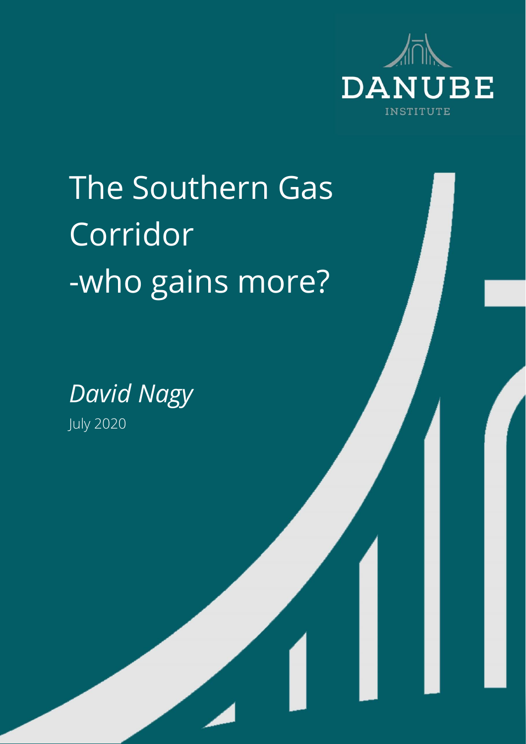DANUBE

INSTITUTE

# The Southern Gas Corridor -who gains more?

*David Nagy*

July 2020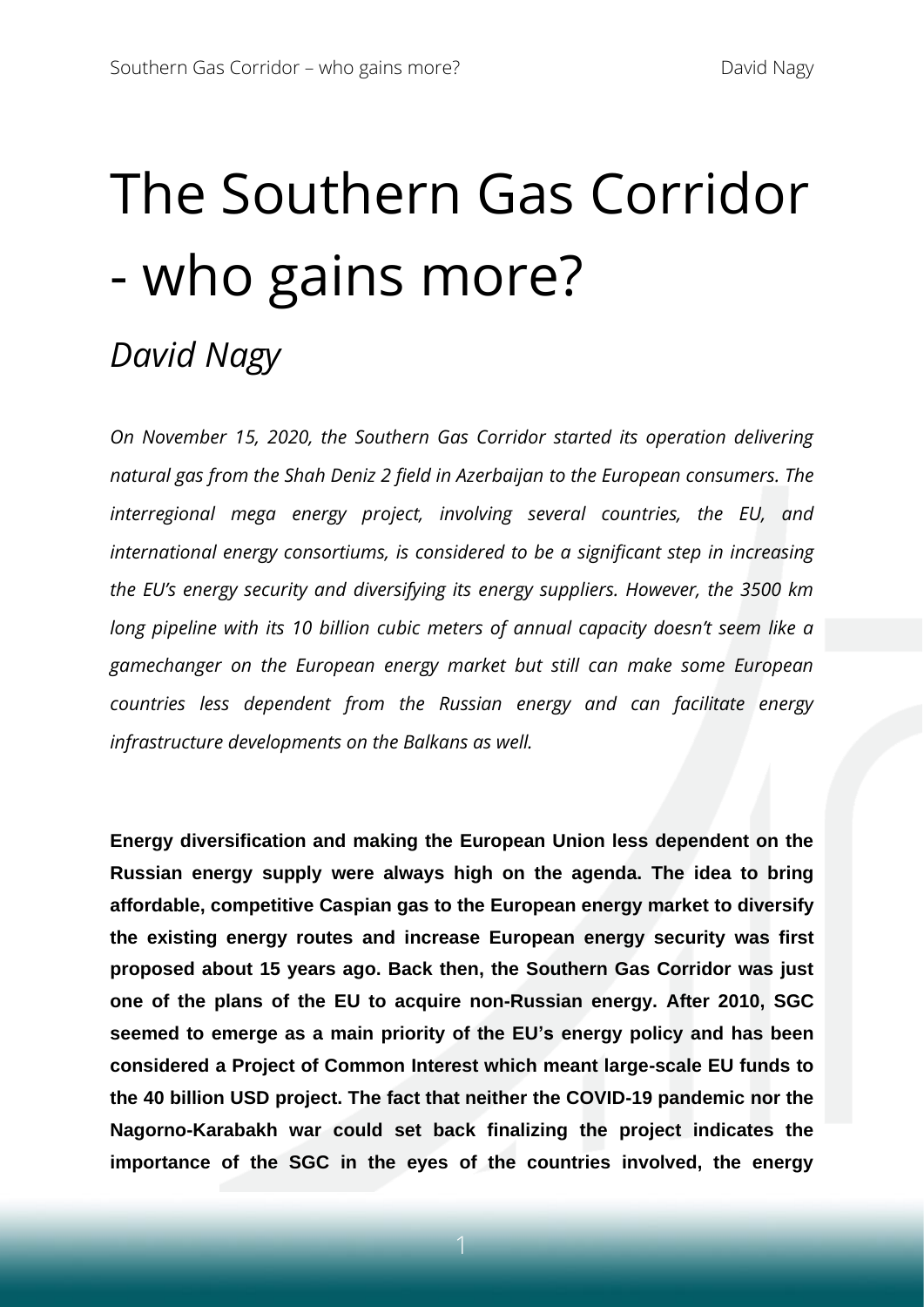# The Southern Gas Corridor - who gains more?

## *David Nagy*

*On November 15, 2020, the Southern Gas Corridor started its operation delivering natural gas from the Shah Deniz 2 field in Azerbaijan to the European consumers. The interregional mega energy project, involving several countries, the EU, and international energy consortiums, is considered to be a significant step in increasing the EU's energy security and diversifying its energy suppliers. However, the 3500 km long pipeline with its 10 billion cubic meters of annual capacity doesn't seem like a gamechanger on the European energy market but still can make some European countries less dependent from the Russian energy and can facilitate energy infrastructure developments on the Balkans as well.*

**Energy diversification and making the European Union less dependent on the Russian energy supply were always high on the agenda. The idea to bring affordable, competitive Caspian gas to the European energy market to diversify the existing energy routes and increase European energy security was first proposed about 15 years ago. Back then, the Southern Gas Corridor was just one of the plans of the EU to acquire non-Russian energy. After 2010, SGC seemed to emerge as a main priority of the EU's energy policy and has been considered a Project of Common Interest which meant large-scale EU funds to the 40 billion USD project. The fact that neither the COVID-19 pandemic nor the Nagorno-Karabakh war could set back finalizing the project indicates the importance of the SGC in the eyes of the countries involved, the energy**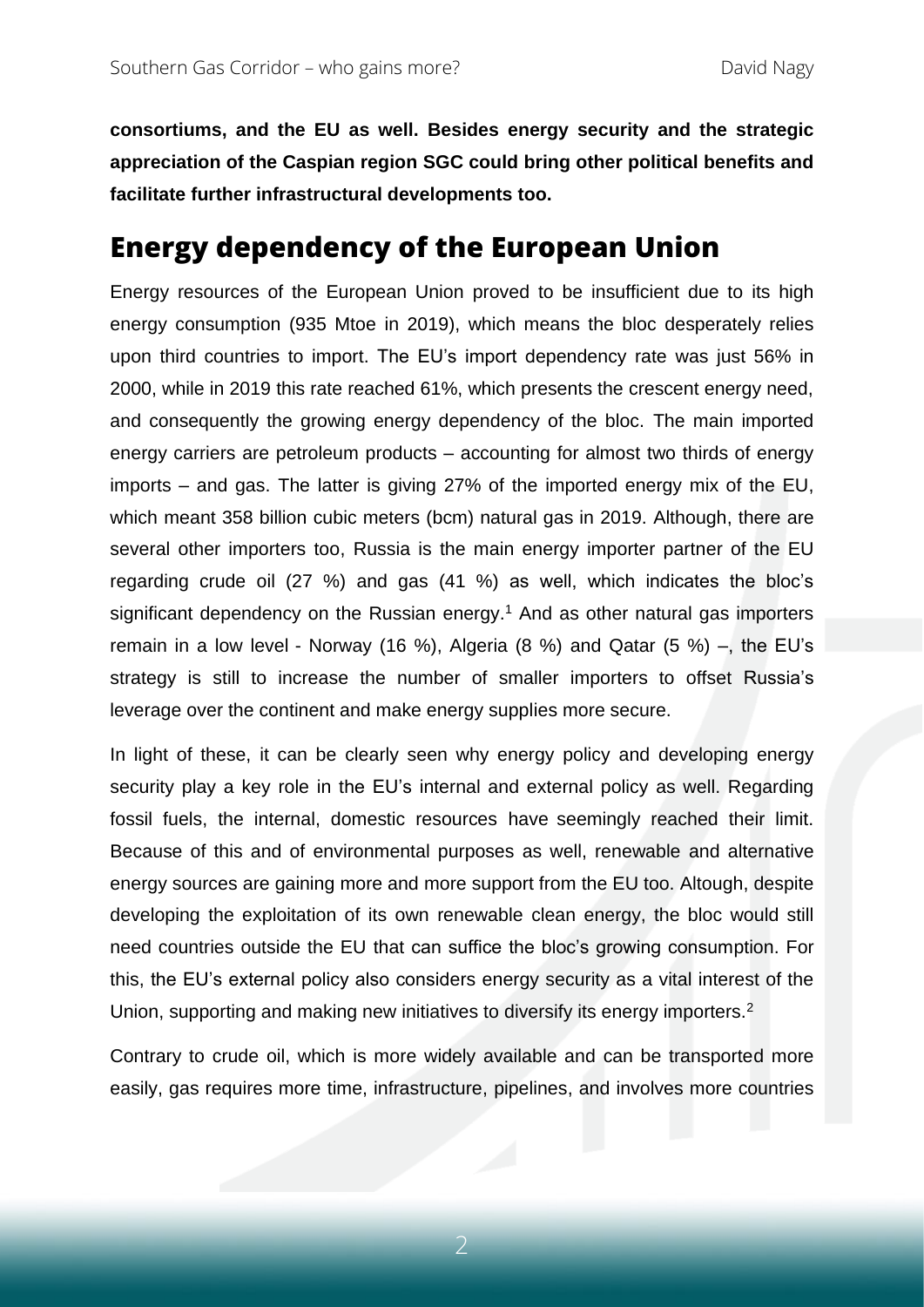**consortiums, and the EU as well. Besides energy security and the strategic appreciation of the Caspian region SGC could bring other political benefits and facilitate further infrastructural developments too.**

## Energy dependency of the European Union

Energy resources of the European Union proved to be insufficient due to its high energy consumption (935 Mtoe in 2019), which means the bloc desperately relies upon third countries to import. The EU's import dependency rate was just 56% in 2000, while in 2019 this rate reached 61%, which presents the crescent energy need, and consequently the growing energy dependency of the bloc. The main imported energy carriers are petroleum products – accounting for almost two thirds of energy imports – and gas. The latter is giving 27% of the imported energy mix of the EU, which meant 358 billion cubic meters (bcm) natural gas in 2019. Although, there are several other importers too, Russia is the main energy importer partner of the EU regarding crude oil (27 %) and gas (41 %) as well, which indicates the bloc's significant dependency on the Russian energy.[1] And as other natural gas importers remain in a low level - Norway (16 %), Algeria (8 %) and Qatar (5 %) –, the EU's strategy is still to increase the number of smaller importers to offset Russia's leverage over the continent and make energy supplies more secure.

In light of these, it can be clearly seen why energy policy and developing energy security play a key role in the EU's internal and external policy as well. Regarding fossil fuels, the internal, domestic resources have seemingly reached their limit. Because of this and of environmental purposes as well, renewable and alternative energy sources are gaining more and more support from the EU too. Altough, despite developing the exploitation of its own renewable clean energy, the bloc would still need countries outside the EU that can suffice the bloc's growing consumption. For this, the EU's external policy also considers energy security as a vital interest of the Union, supporting and making new initiatives to diversify its energy importers.[2]

Contrary to crude oil, which is more widely available and can be transported more easily, gas requires more time, infrastructure, pipelines, and involves more countries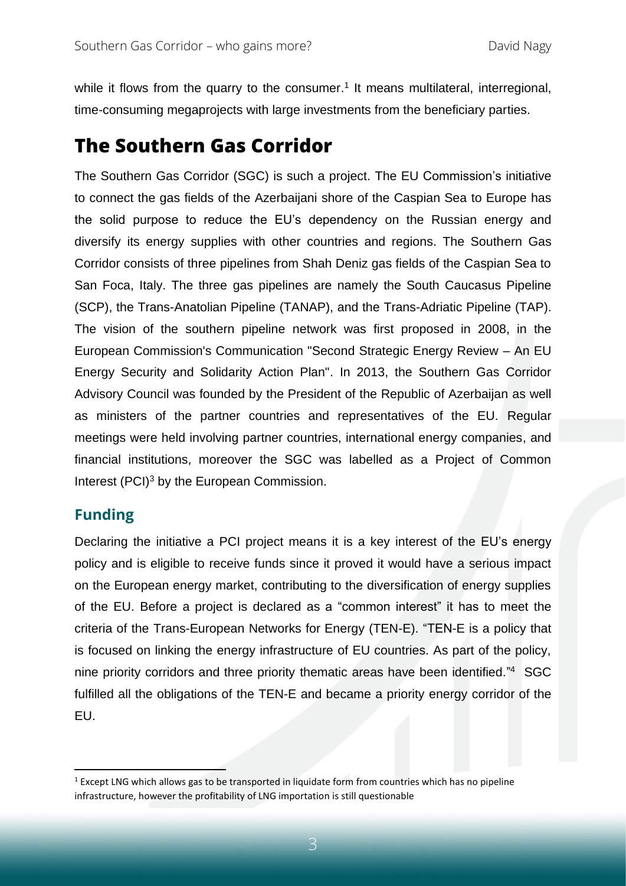while it flows from the quarry to the consumer.[1] It means multilateral, interregional, time-consuming megaprojects with large investments from the beneficiary parties.

# The Southern Gas Corridor

The Southern Gas Corridor (SGC) is such a project. The EU Commission's initiative to connect the gas fields of the Azerbaijani shore of the Caspian Sea to Europe has the solid purpose to reduce the EU's dependency on the Russian energy and diversify its energy supplies with other countries and regions. The Southern Gas Corridor consists of three pipelines from Shah Deniz gas fields of the Caspian Sea to San Foca, Italy. The three gas pipelines are namely the South Caucasus Pipeline (SCP), the Trans-Anatolian Pipeline (TANAP), and the Trans-Adriatic Pipeline (TAP). The vision of the southern pipeline network was first proposed in 2008, in the European Commission's Communication "Second Strategic Energy Review – An EU Energy Security and Solidarity Action Plan". In 2013, the Southern Gas Corridor Advisory Council was founded by the President of the Republic of Azerbaijan as well as ministers of the partner countries and representatives of the EU. Regular meetings were held involving partner countries, international energy companies, and financial institutions, moreover the SGC was labelled as a Project of Common Interest (PCI)[3] by the European Commission.

## Funding

Declaring the initiative a PCI project means it is a key interest of the EU's energy policy and is eligible to receive funds since it proved it would have a serious impact on the European energy market, contributing to the diversification of energy supplies of the EU. Before a project is declared as a "common interest" it has to meet the criteria of the Trans-European Networks for Energy (TEN-E). "TEN-E is a policy that is focused on linking the energy infrastructure of EU countries. As part of the policy, nine priority corridors and three priority thematic areas have been identified."[4] SGC fulfilled all the obligations of the TEN-E and became a priority energy corridor of the EU.

---

[1] Except LNG which allows gas to be transported in liquidate form from countries which has no pipeline infrastructure, however the profitability of LNG importation is still questionable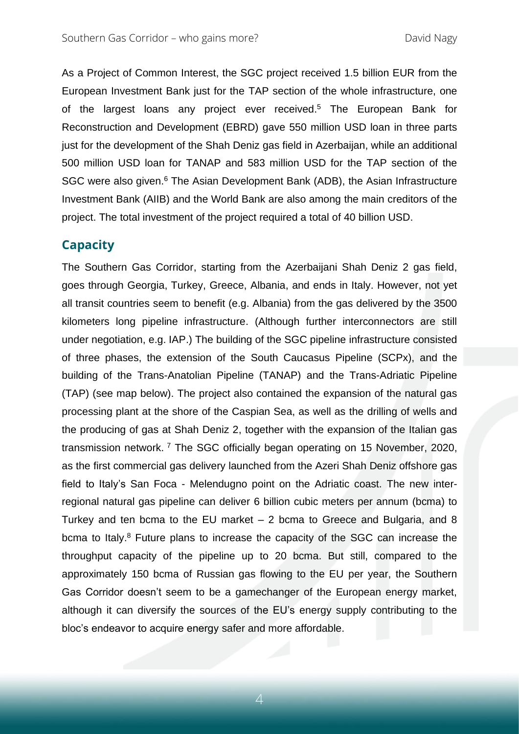As a Project of Common Interest, the SGC project received 1.5 billion EUR from the European Investment Bank just for the TAP section of the whole infrastructure, one of the largest loans any project ever received.[5] The European Bank for Reconstruction and Development (EBRD) gave 550 million USD loan in three parts just for the development of the Shah Deniz gas field in Azerbaijan, while an additional 500 million USD loan for TANAP and 583 million USD for the TAP section of the SGC were also given.[6] The Asian Development Bank (ADB), the Asian Infrastructure Investment Bank (AIIB) and the World Bank are also among the main creditors of the project. The total investment of the project required a total of 40 billion USD.

## Capacity

The Southern Gas Corridor, starting from the Azerbaijani Shah Deniz 2 gas field, goes through Georgia, Turkey, Greece, Albania, and ends in Italy. However, not yet all transit countries seem to benefit (e.g. Albania) from the gas delivered by the 3500 kilometers long pipeline infrastructure. (Although further interconnectors are still under negotiation, e.g. IAP.) The building of the SGC pipeline infrastructure consisted of three phases, the extension of the South Caucasus Pipeline (SCPx), and the building of the Trans-Anatolian Pipeline (TANAP) and the Trans-Adriatic Pipeline (TAP) (see map below). The project also contained the expansion of the natural gas processing plant at the shore of the Caspian Sea, as well as the drilling of wells and the producing of gas at Shah Deniz 2, together with the expansion of the Italian gas transmission network. [7] The SGC officially began operating on 15 November, 2020, as the first commercial gas delivery launched from the Azeri Shah Deniz offshore gas field to Italy's San Foca - Melendugno point on the Adriatic coast. The new inter-regional natural gas pipeline can deliver 6 billion cubic meters per annum (bcma) to Turkey and ten bcma to the EU market – 2 bcma to Greece and Bulgaria, and 8 bcma to Italy.[8] Future plans to increase the capacity of the SGC can increase the throughput capacity of the pipeline up to 20 bcma. But still, compared to the approximately 150 bcma of Russian gas flowing to the EU per year, the Southern Gas Corridor doesn't seem to be a gamechanger of the European energy market, although it can diversify the sources of the EU's energy supply contributing to the bloc's endeavor to acquire energy safer and more affordable.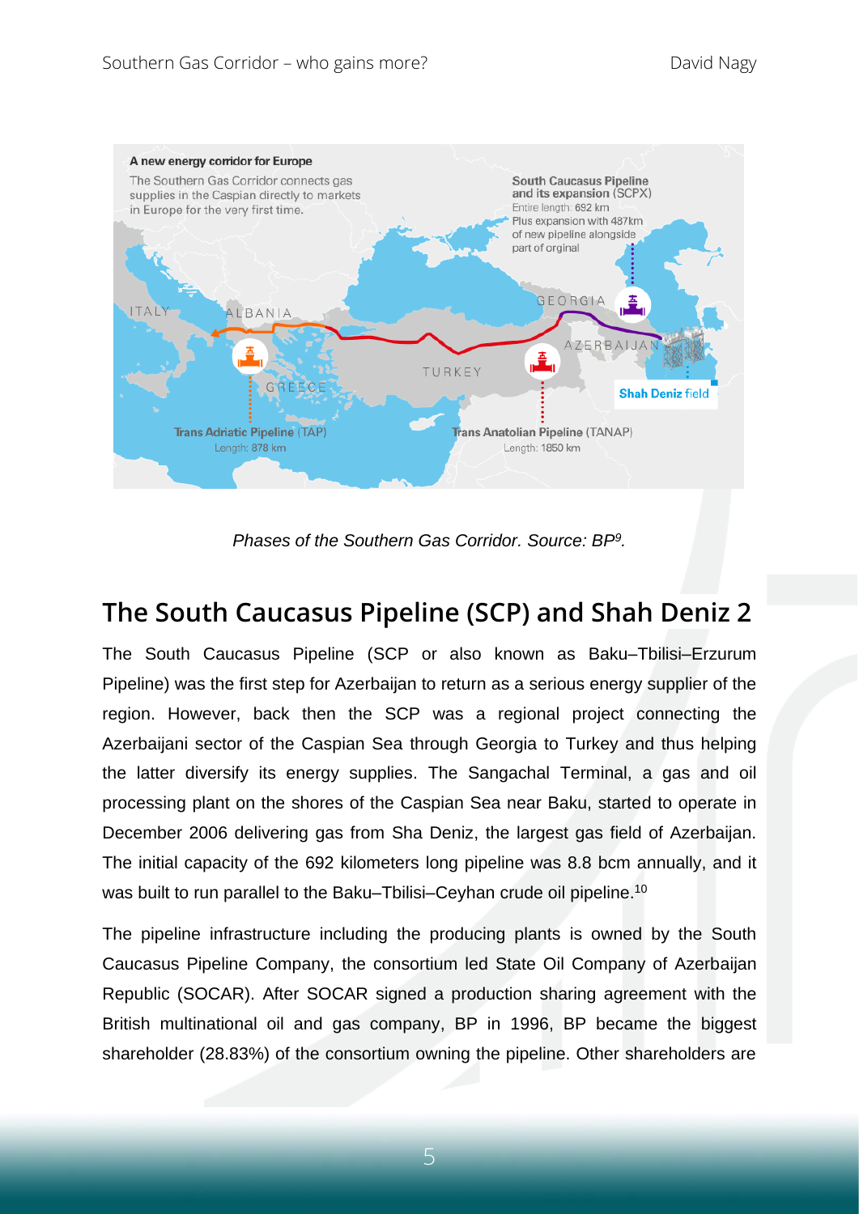A new energy corridor for Europe

The Southern Gas Corridor connects gas supplies in the Caspian directly to markets in Europe for the very first time.

South Caucasus Pipeline and its expansion (SCPX)
Entire length: 692 km
Plus expansion with 487km of new pipeline alongside part of orginal

Trans Adriatic Pipeline (TAP)
Length: 878 km

Trans Anatolian Pipeline (TANAP)
Length: 1850 km

Shah Deniz field

*Phases of the Southern Gas Corridor. Source: BP[9].*

## The South Caucasus Pipeline (SCP) and Shah Deniz 2

The South Caucasus Pipeline (SCP or also known as Baku–Tbilisi–Erzurum Pipeline) was the first step for Azerbaijan to return as a serious energy supplier of the region. However, back then the SCP was a regional project connecting the Azerbaijani sector of the Caspian Sea through Georgia to Turkey and thus helping the latter diversify its energy supplies. The Sangachal Terminal, a gas and oil processing plant on the shores of the Caspian Sea near Baku, started to operate in December 2006 delivering gas from Sha Deniz, the largest gas field of Azerbaijan. The initial capacity of the 692 kilometers long pipeline was 8.8 bcm annually, and it was built to run parallel to the Baku–Tbilisi–Ceyhan crude oil pipeline.[10]

The pipeline infrastructure including the producing plants is owned by the South Caucasus Pipeline Company, the consortium led State Oil Company of Azerbaijan Republic (SOCAR). After SOCAR signed a production sharing agreement with the British multinational oil and gas company, BP in 1996, BP became the biggest shareholder (28.83%) of the consortium owning the pipeline. Other shareholders are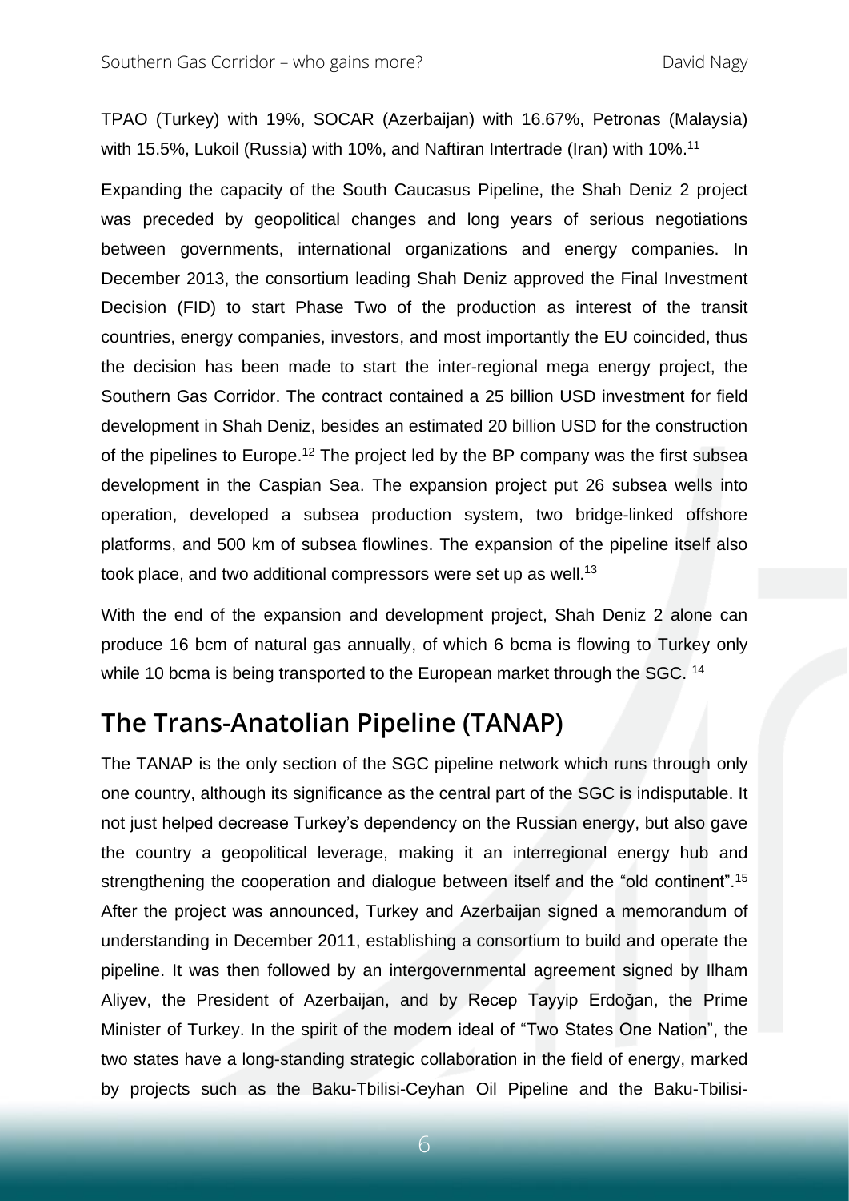TPAO (Turkey) with 19%, SOCAR (Azerbaijan) with 16.67%, Petronas (Malaysia) with 15.5%, Lukoil (Russia) with 10%, and Naftiran Intertrade (Iran) with 10%.[11]

Expanding the capacity of the South Caucasus Pipeline, the Shah Deniz 2 project was preceded by geopolitical changes and long years of serious negotiations between governments, international organizations and energy companies. In December 2013, the consortium leading Shah Deniz approved the Final Investment Decision (FID) to start Phase Two of the production as interest of the transit countries, energy companies, investors, and most importantly the EU coincided, thus the decision has been made to start the inter-regional mega energy project, the Southern Gas Corridor. The contract contained a 25 billion USD investment for field development in Shah Deniz, besides an estimated 20 billion USD for the construction of the pipelines to Europe.[12] The project led by the BP company was the first subsea development in the Caspian Sea. The expansion project put 26 subsea wells into operation, developed a subsea production system, two bridge-linked offshore platforms, and 500 km of subsea flowlines. The expansion of the pipeline itself also took place, and two additional compressors were set up as well.[13]

With the end of the expansion and development project, Shah Deniz 2 alone can produce 16 bcm of natural gas annually, of which 6 bcma is flowing to Turkey only while 10 bcma is being transported to the European market through the SGC. [14]

## The Trans-Anatolian Pipeline (TANAP)

The TANAP is the only section of the SGC pipeline network which runs through only one country, although its significance as the central part of the SGC is indisputable. It not just helped decrease Turkey's dependency on the Russian energy, but also gave the country a geopolitical leverage, making it an interregional energy hub and strengthening the cooperation and dialogue between itself and the "old continent".[15] After the project was announced, Turkey and Azerbaijan signed a memorandum of understanding in December 2011, establishing a consortium to build and operate the pipeline. It was then followed by an intergovernmental agreement signed by Ilham Aliyev, the President of Azerbaijan, and by Recep Tayyip Erdoğan, the Prime Minister of Turkey. In the spirit of the modern ideal of "Two States One Nation", the two states have a long-standing strategic collaboration in the field of energy, marked by projects such as the Baku-Tbilisi-Ceyhan Oil Pipeline and the Baku-Tbilisi-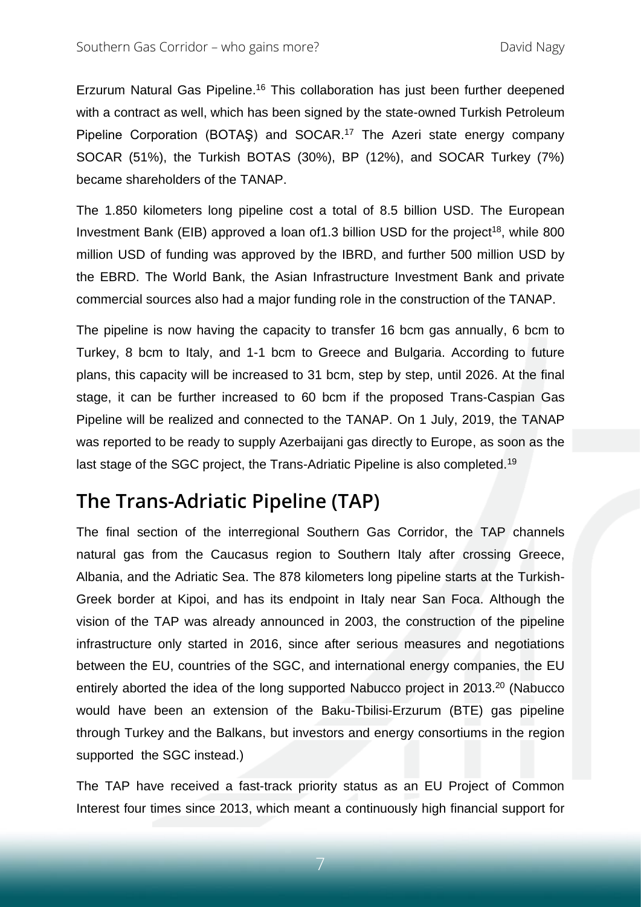Erzurum Natural Gas Pipeline.[16] This collaboration has just been further deepened with a contract as well, which has been signed by the state-owned Turkish Petroleum Pipeline Corporation (BOTAŞ) and SOCAR.[17] The Azeri state energy company SOCAR (51%), the Turkish BOTAS (30%), BP (12%), and SOCAR Turkey (7%) became shareholders of the TANAP.

The 1.850 kilometers long pipeline cost a total of 8.5 billion USD. The European Investment Bank (EIB) approved a loan of1.3 billion USD for the project[18], while 800 million USD of funding was approved by the IBRD, and further 500 million USD by the EBRD. The World Bank, the Asian Infrastructure Investment Bank and private commercial sources also had a major funding role in the construction of the TANAP.

The pipeline is now having the capacity to transfer 16 bcm gas annually, 6 bcm to Turkey, 8 bcm to Italy, and 1-1 bcm to Greece and Bulgaria. According to future plans, this capacity will be increased to 31 bcm, step by step, until 2026. At the final stage, it can be further increased to 60 bcm if the proposed Trans-Caspian Gas Pipeline will be realized and connected to the TANAP. On 1 July, 2019, the TANAP was reported to be ready to supply Azerbaijani gas directly to Europe, as soon as the last stage of the SGC project, the Trans-Adriatic Pipeline is also completed.[19]

## The Trans-Adriatic Pipeline (TAP)

The final section of the interregional Southern Gas Corridor, the TAP channels natural gas from the Caucasus region to Southern Italy after crossing Greece, Albania, and the Adriatic Sea. The 878 kilometers long pipeline starts at the Turkish-Greek border at Kipoi, and has its endpoint in Italy near San Foca. Although the vision of the TAP was already announced in 2003, the construction of the pipeline infrastructure only started in 2016, since after serious measures and negotiations between the EU, countries of the SGC, and international energy companies, the EU entirely aborted the idea of the long supported Nabucco project in 2013.[20] (Nabucco would have been an extension of the Baku-Tbilisi-Erzurum (BTE) gas pipeline through Turkey and the Balkans, but investors and energy consortiums in the region supported the SGC instead.)

The TAP have received a fast-track priority status as an EU Project of Common Interest four times since 2013, which meant a continuously high financial support for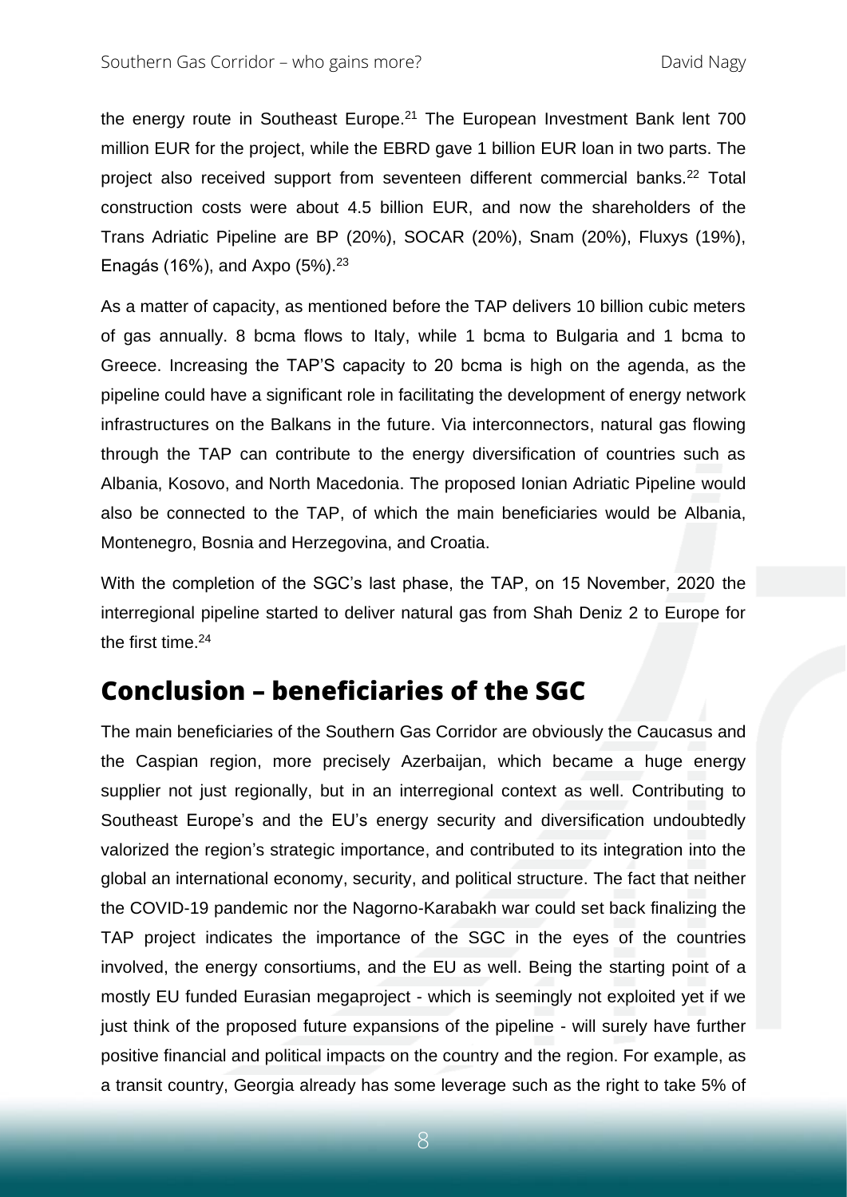the energy route in Southeast Europe.[21] The European Investment Bank lent 700 million EUR for the project, while the EBRD gave 1 billion EUR loan in two parts. The project also received support from seventeen different commercial banks.[22] Total construction costs were about 4.5 billion EUR, and now the shareholders of the Trans Adriatic Pipeline are BP (20%), SOCAR (20%), Snam (20%), Fluxys (19%), Enagás (16%), and Axpo (5%).[23]

As a matter of capacity, as mentioned before the TAP delivers 10 billion cubic meters of gas annually. 8 bcma flows to Italy, while 1 bcma to Bulgaria and 1 bcma to Greece. Increasing the TAP'S capacity to 20 bcma is high on the agenda, as the pipeline could have a significant role in facilitating the development of energy network infrastructures on the Balkans in the future. Via interconnectors, natural gas flowing through the TAP can contribute to the energy diversification of countries such as Albania, Kosovo, and North Macedonia. The proposed Ionian Adriatic Pipeline would also be connected to the TAP, of which the main beneficiaries would be Albania, Montenegro, Bosnia and Herzegovina, and Croatia.

With the completion of the SGC's last phase, the TAP, on 15 November, 2020 the interregional pipeline started to deliver natural gas from Shah Deniz 2 to Europe for the first time.[24]

## Conclusion – beneficiaries of the SGC

The main beneficiaries of the Southern Gas Corridor are obviously the Caucasus and the Caspian region, more precisely Azerbaijan, which became a huge energy supplier not just regionally, but in an interregional context as well. Contributing to Southeast Europe's and the EU's energy security and diversification undoubtedly valorized the region's strategic importance, and contributed to its integration into the global an international economy, security, and political structure. The fact that neither the COVID-19 pandemic nor the Nagorno-Karabakh war could set back finalizing the TAP project indicates the importance of the SGC in the eyes of the countries involved, the energy consortiums, and the EU as well. Being the starting point of a mostly EU funded Eurasian megaproject - which is seemingly not exploited yet if we just think of the proposed future expansions of the pipeline - will surely have further positive financial and political impacts on the country and the region. For example, as a transit country, Georgia already has some leverage such as the right to take 5% of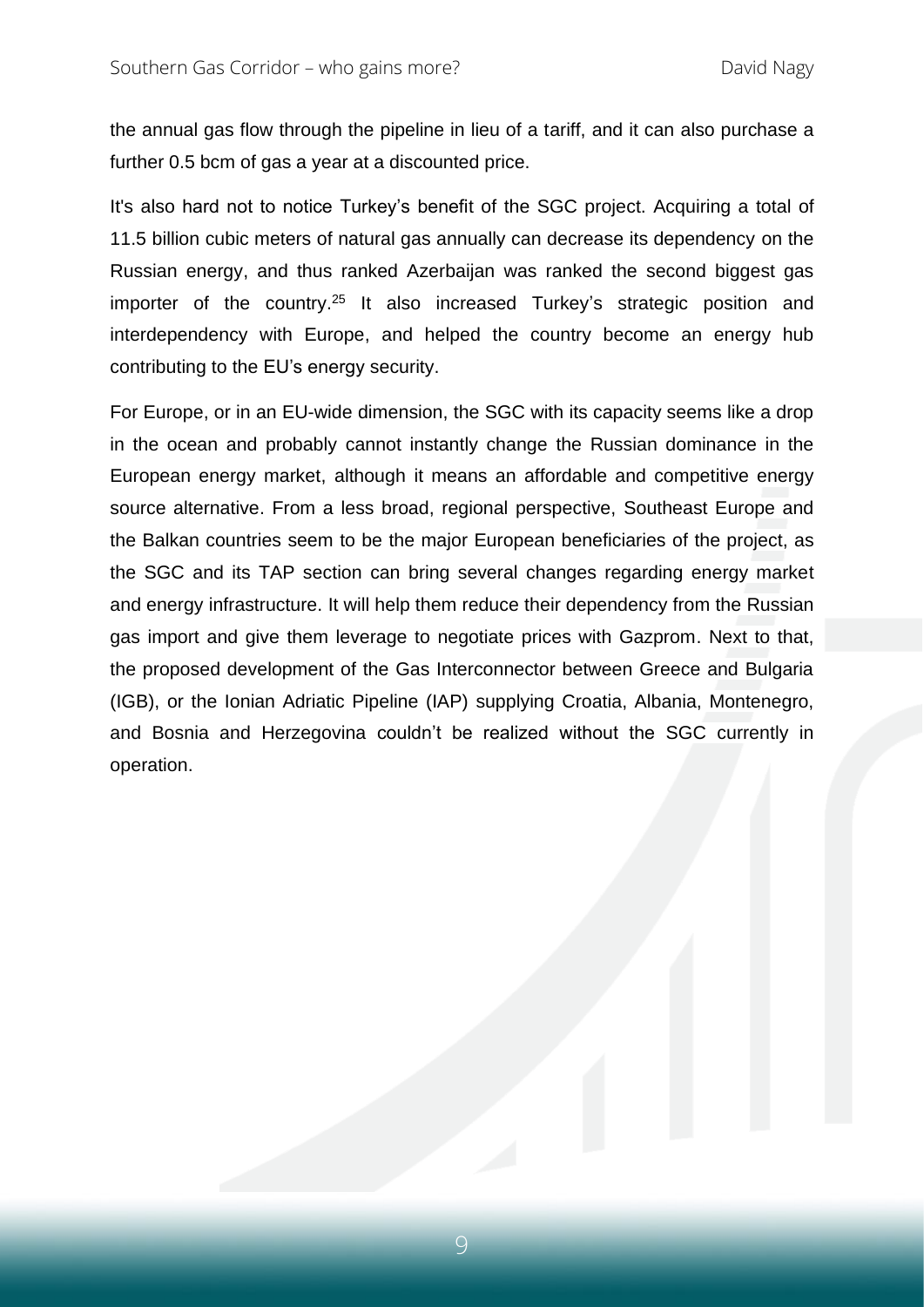the annual gas flow through the pipeline in lieu of a tariff, and it can also purchase a further 0.5 bcm of gas a year at a discounted price.

It's also hard not to notice Turkey's benefit of the SGC project. Acquiring a total of 11.5 billion cubic meters of natural gas annually can decrease its dependency on the Russian energy, and thus ranked Azerbaijan was ranked the second biggest gas importer of the country.[25] It also increased Turkey's strategic position and interdependency with Europe, and helped the country become an energy hub contributing to the EU's energy security.

For Europe, or in an EU-wide dimension, the SGC with its capacity seems like a drop in the ocean and probably cannot instantly change the Russian dominance in the European energy market, although it means an affordable and competitive energy source alternative. From a less broad, regional perspective, Southeast Europe and the Balkan countries seem to be the major European beneficiaries of the project, as the SGC and its TAP section can bring several changes regarding energy market and energy infrastructure. It will help them reduce their dependency from the Russian gas import and give them leverage to negotiate prices with Gazprom. Next to that, the proposed development of the Gas Interconnector between Greece and Bulgaria (IGB), or the Ionian Adriatic Pipeline (IAP) supplying Croatia, Albania, Montenegro, and Bosnia and Herzegovina couldn't be realized without the SGC currently in operation.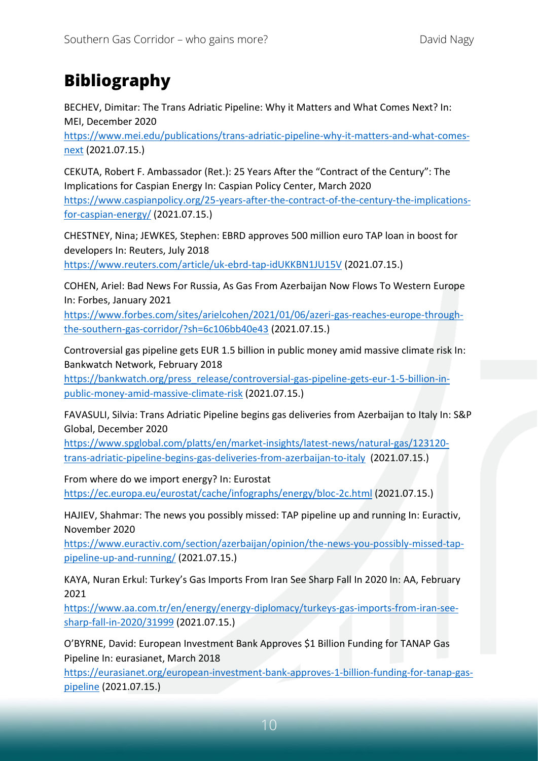# Bibliography

BECHEV, Dimitar: The Trans Adriatic Pipeline: Why it Matters and What Comes Next? In: MEI, December 2020
https://www.mei.edu/publications/trans-adriatic-pipeline-why-it-matters-and-what-comes-next (2021.07.15.)

CEKUTA, Robert F. Ambassador (Ret.): 25 Years After the "Contract of the Century": The Implications for Caspian Energy In: Caspian Policy Center, March 2020
https://www.caspianpolicy.org/25-years-after-the-contract-of-the-century-the-implications-for-caspian-energy/ (2021.07.15.)

CHESTNEY, Nina; JEWKES, Stephen: EBRD approves 500 million euro TAP loan in boost for developers In: Reuters, July 2018
https://www.reuters.com/article/uk-ebrd-tap-idUKKBN1JU15V (2021.07.15.)

COHEN, Ariel: Bad News For Russia, As Gas From Azerbaijan Now Flows To Western Europe In: Forbes, January 2021
https://www.forbes.com/sites/arielcohen/2021/01/06/azeri-gas-reaches-europe-through-the-southern-gas-corridor/?sh=6c106bb40e43 (2021.07.15.)

Controversial gas pipeline gets EUR 1.5 billion in public money amid massive climate risk In: Bankwatch Network, February 2018
https://bankwatch.org/press_release/controversial-gas-pipeline-gets-eur-1-5-billion-in-public-money-amid-massive-climate-risk (2021.07.15.)

FAVASULI, Silvia: Trans Adriatic Pipeline begins gas deliveries from Azerbaijan to Italy In: S&P Global, December 2020
https://www.spglobal.com/platts/en/market-insights/latest-news/natural-gas/123120-trans-adriatic-pipeline-begins-gas-deliveries-from-azerbaijan-to-italy (2021.07.15.)

From where do we import energy? In: Eurostat
https://ec.europa.eu/eurostat/cache/infographs/energy/bloc-2c.html (2021.07.15.)

HAJIEV, Shahmar: The news you possibly missed: TAP pipeline up and running In: Euractiv, November 2020
https://www.euractiv.com/section/azerbaijan/opinion/the-news-you-possibly-missed-tap-pipeline-up-and-running/ (2021.07.15.)

KAYA, Nuran Erkul: Turkey's Gas Imports From Iran See Sharp Fall In 2020 In: AA, February 2021
https://www.aa.com.tr/en/energy/energy-diplomacy/turkeys-gas-imports-from-iran-see-sharp-fall-in-2020/31999 (2021.07.15.)

O'BYRNE, David: European Investment Bank Approves $1 Billion Funding for TANAP Gas Pipeline In: eurasianet, March 2018
https://eurasianet.org/european-investment-bank-approves-1-billion-funding-for-tanap-gas-pipeline (2021.07.15.)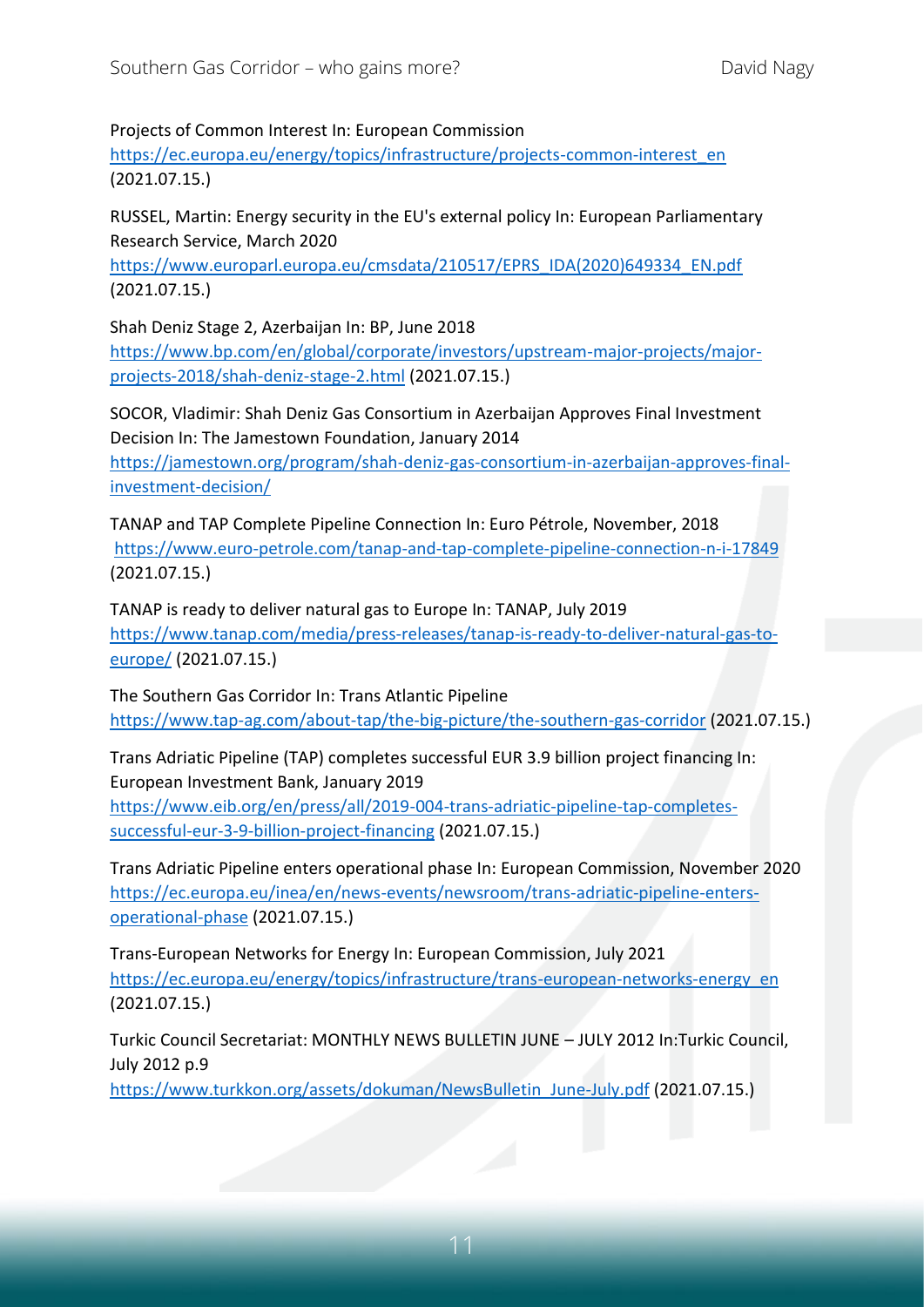Projects of Common Interest In: European Commission
https://ec.europa.eu/energy/topics/infrastructure/projects-common-interest_en
(2021.07.15.)

RUSSEL, Martin: Energy security in the EU's external policy In: European Parliamentary Research Service, March 2020
https://www.europarl.europa.eu/cmsdata/210517/EPRS_IDA(2020)649334_EN.pdf
(2021.07.15.)

Shah Deniz Stage 2, Azerbaijan In: BP, June 2018
https://www.bp.com/en/global/corporate/investors/upstream-major-projects/major-projects-2018/shah-deniz-stage-2.html (2021.07.15.)

SOCOR, Vladimir: Shah Deniz Gas Consortium in Azerbaijan Approves Final Investment Decision In: The Jamestown Foundation, January 2014
https://jamestown.org/program/shah-deniz-gas-consortium-in-azerbaijan-approves-final-investment-decision/

TANAP and TAP Complete Pipeline Connection In: Euro Pétrole, November, 2018
https://www.euro-petrole.com/tanap-and-tap-complete-pipeline-connection-n-i-17849
(2021.07.15.)

TANAP is ready to deliver natural gas to Europe In: TANAP, July 2019
https://www.tanap.com/media/press-releases/tanap-is-ready-to-deliver-natural-gas-to-europe/ (2021.07.15.)

The Southern Gas Corridor In: Trans Atlantic Pipeline
https://www.tap-ag.com/about-tap/the-big-picture/the-southern-gas-corridor (2021.07.15.)

Trans Adriatic Pipeline (TAP) completes successful EUR 3.9 billion project financing In: European Investment Bank, January 2019
https://www.eib.org/en/press/all/2019-004-trans-adriatic-pipeline-tap-completes-successful-eur-3-9-billion-project-financing (2021.07.15.)

Trans Adriatic Pipeline enters operational phase In: European Commission, November 2020
https://ec.europa.eu/inea/en/news-events/newsroom/trans-adriatic-pipeline-enters-operational-phase (2021.07.15.)

Trans-European Networks for Energy In: European Commission, July 2021
https://ec.europa.eu/energy/topics/infrastructure/trans-european-networks-energy_en
(2021.07.15.)

Turkic Council Secretariat: MONTHLY NEWS BULLETIN JUNE – JULY 2012 In:Turkic Council, July 2012 p.9
https://www.turkkon.org/assets/dokuman/NewsBulletin_June-July.pdf (2021.07.15.)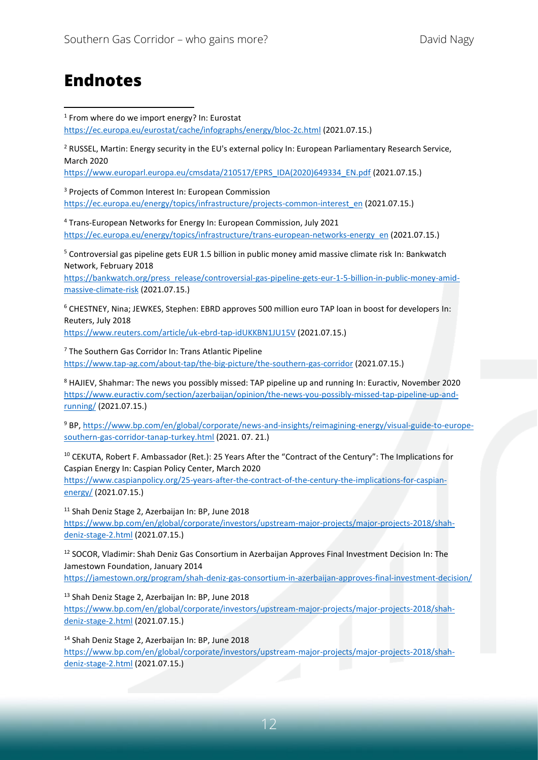# Endnotes

[1] From where do we import energy? In: Eurostat https://ec.europa.eu/eurostat/cache/infographs/energy/bloc-2c.html (2021.07.15.)

[2] RUSSEL, Martin: Energy security in the EU's external policy In: European Parliamentary Research Service, March 2020 https://www.europarl.europa.eu/cmsdata/210517/EPRS_IDA(2020)649334_EN.pdf (2021.07.15.)

[3] Projects of Common Interest In: European Commission https://ec.europa.eu/energy/topics/infrastructure/projects-common-interest_en (2021.07.15.)

[4] Trans-European Networks for Energy In: European Commission, July 2021 https://ec.europa.eu/energy/topics/infrastructure/trans-european-networks-energy_en (2021.07.15.)

[5] Controversial gas pipeline gets EUR 1.5 billion in public money amid massive climate risk In: Bankwatch Network, February 2018 https://bankwatch.org/press_release/controversial-gas-pipeline-gets-eur-1-5-billion-in-public-money-amid-massive-climate-risk (2021.07.15.)

[6] CHESTNEY, Nina; JEWKES, Stephen: EBRD approves 500 million euro TAP loan in boost for developers In: Reuters, July 2018 https://www.reuters.com/article/uk-ebrd-tap-idUKKBN1JU15V (2021.07.15.)

[7] The Southern Gas Corridor In: Trans Atlantic Pipeline https://www.tap-ag.com/about-tap/the-big-picture/the-southern-gas-corridor (2021.07.15.)

[8] HAJIEV, Shahmar: The news you possibly missed: TAP pipeline up and running In: Euractiv, November 2020 https://www.euractiv.com/section/azerbaijan/opinion/the-news-you-possibly-missed-tap-pipeline-up-and-running/ (2021.07.15.)

[9] BP, https://www.bp.com/en/global/corporate/news-and-insights/reimagining-energy/visual-guide-to-europe-southern-gas-corridor-tanap-turkey.html (2021. 07. 21.)

[10] CEKUTA, Robert F. Ambassador (Ret.): 25 Years After the "Contract of the Century": The Implications for Caspian Energy In: Caspian Policy Center, March 2020 https://www.caspianpolicy.org/25-years-after-the-contract-of-the-century-the-implications-for-caspian-energy/ (2021.07.15.)

[11] Shah Deniz Stage 2, Azerbaijan In: BP, June 2018 https://www.bp.com/en/global/corporate/investors/upstream-major-projects/major-projects-2018/shah-deniz-stage-2.html (2021.07.15.)

[12] SOCOR, Vladimir: Shah Deniz Gas Consortium in Azerbaijan Approves Final Investment Decision In: The Jamestown Foundation, January 2014 https://jamestown.org/program/shah-deniz-gas-consortium-in-azerbaijan-approves-final-investment-decision/

[13] Shah Deniz Stage 2, Azerbaijan In: BP, June 2018 https://www.bp.com/en/global/corporate/investors/upstream-major-projects/major-projects-2018/shah-deniz-stage-2.html (2021.07.15.)

[14] Shah Deniz Stage 2, Azerbaijan In: BP, June 2018 https://www.bp.com/en/global/corporate/investors/upstream-major-projects/major-projects-2018/shah-deniz-stage-2.html (2021.07.15.)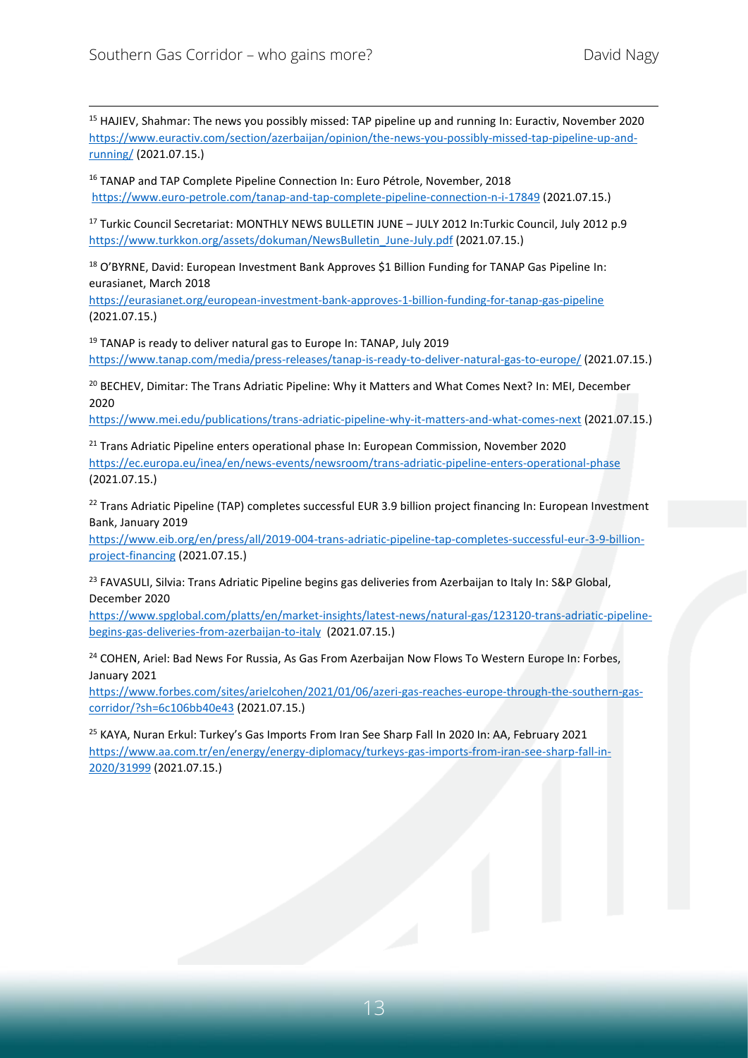[15] HAJIEV, Shahmar: The news you possibly missed: TAP pipeline up and running In: Euractiv, November 2020 https://www.euractiv.com/section/azerbaijan/opinion/the-news-you-possibly-missed-tap-pipeline-up-and-running/ (2021.07.15.)

[16] TANAP and TAP Complete Pipeline Connection In: Euro Pétrole, November, 2018 https://www.euro-petrole.com/tanap-and-tap-complete-pipeline-connection-n-i-17849 (2021.07.15.)

[17] Turkic Council Secretariat: MONTHLY NEWS BULLETIN JUNE – JULY 2012 In:Turkic Council, July 2012 p.9 https://www.turkkon.org/assets/dokuman/NewsBulletin_June-July.pdf (2021.07.15.)

[18] O'BYRNE, David: European Investment Bank Approves $1 Billion Funding for TANAP Gas Pipeline In: eurasianet, March 2018 https://eurasianet.org/european-investment-bank-approves-1-billion-funding-for-tanap-gas-pipeline (2021.07.15.)

[19] TANAP is ready to deliver natural gas to Europe In: TANAP, July 2019 https://www.tanap.com/media/press-releases/tanap-is-ready-to-deliver-natural-gas-to-europe/ (2021.07.15.)

[20] BECHEV, Dimitar: The Trans Adriatic Pipeline: Why it Matters and What Comes Next? In: MEI, December 2020 https://www.mei.edu/publications/trans-adriatic-pipeline-why-it-matters-and-what-comes-next (2021.07.15.)

[21] Trans Adriatic Pipeline enters operational phase In: European Commission, November 2020 https://ec.europa.eu/inea/en/news-events/newsroom/trans-adriatic-pipeline-enters-operational-phase (2021.07.15.)

[22] Trans Adriatic Pipeline (TAP) completes successful EUR 3.9 billion project financing In: European Investment Bank, January 2019 https://www.eib.org/en/press/all/2019-004-trans-adriatic-pipeline-tap-completes-successful-eur-3-9-billion-project-financing (2021.07.15.)

[23] FAVASULI, Silvia: Trans Adriatic Pipeline begins gas deliveries from Azerbaijan to Italy In: S&P Global, December 2020 https://www.spglobal.com/platts/en/market-insights/latest-news/natural-gas/123120-trans-adriatic-pipeline-begins-gas-deliveries-from-azerbaijan-to-italy (2021.07.15.)

[24] COHEN, Ariel: Bad News For Russia, As Gas From Azerbaijan Now Flows To Western Europe In: Forbes, January 2021 https://www.forbes.com/sites/arielcohen/2021/01/06/azeri-gas-reaches-europe-through-the-southern-gas-corridor/?sh=6c106bb40e43 (2021.07.15.)

[25] KAYA, Nuran Erkul: Turkey's Gas Imports From Iran See Sharp Fall In 2020 In: AA, February 2021 https://www.aa.com.tr/en/energy/energy-diplomacy/turkeys-gas-imports-from-iran-see-sharp-fall-in-2020/31999 (2021.07.15.)